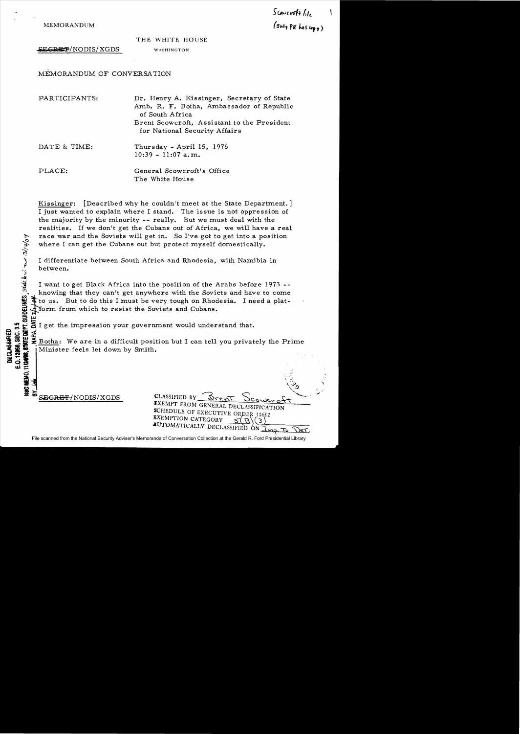Scowcroft file
(Only PR has copy)

MEMORANDUM

THE WHITE HOUSE

~~SECRET~~/NODIS/XGDS WASHINGTON

MEMORANDUM OF CONVERSATION

PARTICIPANTS: Dr. Henry A. Kissinger, Secretary of State
Amb. R. F. Botha, Ambassador of Republic of South Africa
Brent Scowcroft, Assistant to the President for National Security Affairs

DATE & TIME: Thursday - April 15, 1976
10:39 - 11:07 a.m.

PLACE: General Scowcroft's Office
The White House

Kissinger: [Described why he couldn't meet at the State Department.] I just wanted to explain where I stand. The issue is not oppression of the majority by the minority -- really. But we must deal with the realities. If we don't get the Cubans out of Africa, we will have a real race war and the Soviets will get in. So I've got to get into a position where I can get the Cubans out but protect myself domestically.

I differentiate between South Africa and Rhodesia, with Namibia in between.

I want to get Black Africa into the position of the Arabs before 1973 -- knowing that they can't get anywhere with the Soviets and have to come to us. But to do this I must be very tough on Rhodesia. I need a platform from which to resist the Soviets and Cubans.

I get the impression your government would understand that.

Botha: We are in a difficult position but I can tell you privately the Prime Minister feels let down by Smith.

DECLASSIFIED
E.O. 12958, SEC. 3.5
NSC MEMO, 11/24/98, STATE DEPT. GUIDELINES, State Review 3/12/04
BY ___ NARA, DATE 7/1/04

~~SECRET~~/NODIS/XGDS

CLASSIFIED BY Brent Scowcroft
EXEMPT FROM GENERAL DECLASSIFICATION SCHEDULE OF EXECUTIVE ORDER 11652
EXEMPTION CATEGORY 5(B)(3)
AUTOMATICALLY DECLASSIFIED ON Imp. To Det.

File scanned from the National Security Adviser's Memoranda of Conversation Collection at the Gerald R. Ford Presidential Library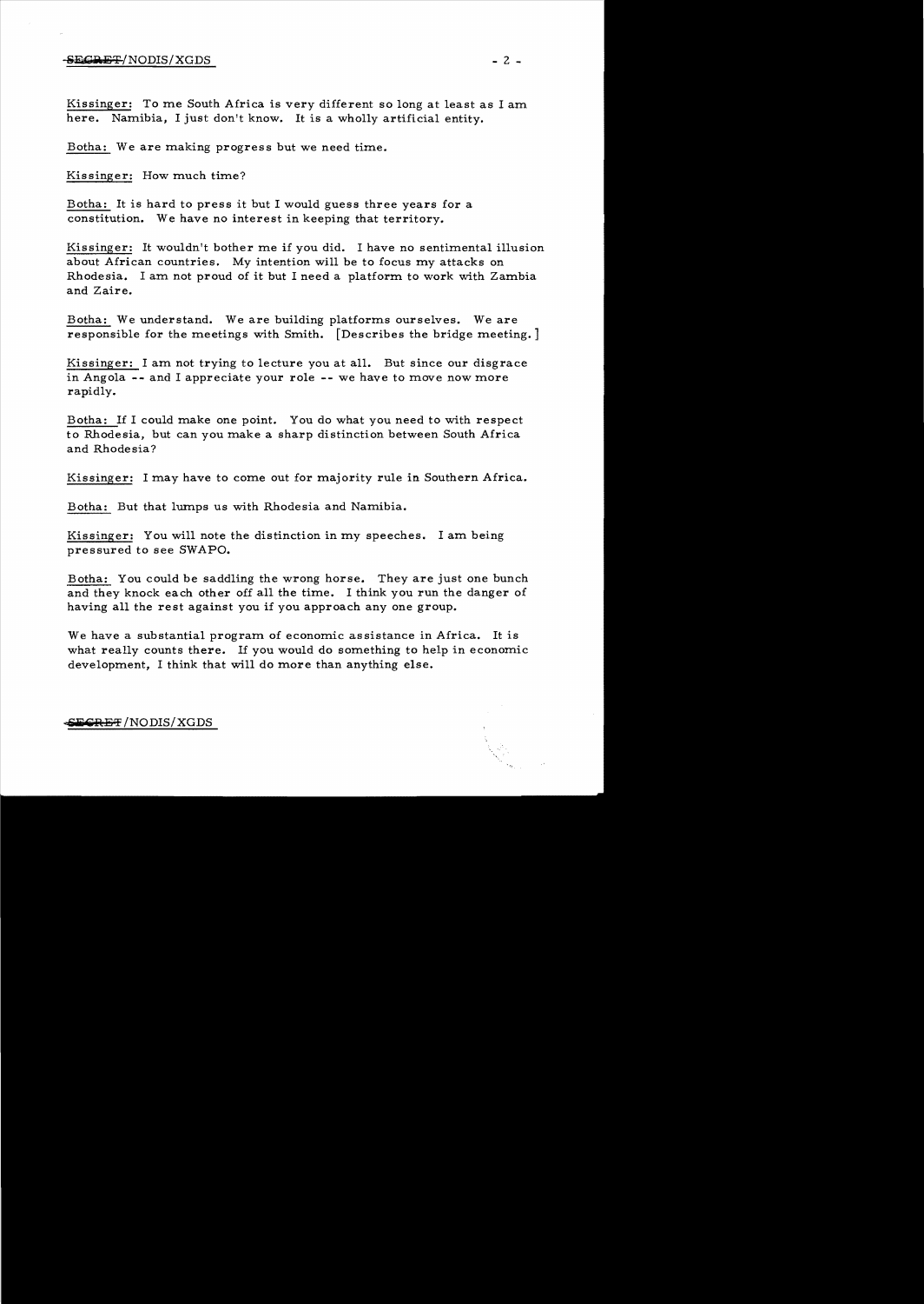Kissinger: To me South Africa is very different so long at least as I am here. Namibia, I just don't know. It is a wholly artificial entity.

Botha: We are making progress but we need time.

Kissinger: How much time?

Botha: It is hard to press it but I would guess three years for a constitution. We have no interest in keeping that territory.

Kissinger: It wouldn't bother me if you did. I have no sentimental illusion about African countries. My intention will be to focus my attacks on Rhodesia. I am not proud of it but I need a platform to work with Zambia and Zaire.

Botha: We understand. We are building platforms ourselves. We are responsible for the meetings with Smith. [Describes the bridge meeting.]

Kissinger: I am not trying to lecture you at all. But since our disgrace in Angola -- and I appreciate your role -- we have to move now more rapidly.

Botha: If I could make one point. You do what you need to with respect to Rhodesia, but can you make a sharp distinction between South Africa and Rhodesia?

Kissinger: I may have to come out for majority rule in Southern Africa.

Botha: But that lumps us with Rhodesia and Namibia.

Kissinger: You will note the distinction in my speeches. I am being pressured to see SWAPO.

Botha: You could be saddling the wrong horse. They are just one bunch and they knock each other off all the time. I think you run the danger of having all the rest against you if you approach any one group.

We have a substantial program of economic assistance in Africa. It is what really counts there. If you would do something to help in economic development, I think that will do more than anything else.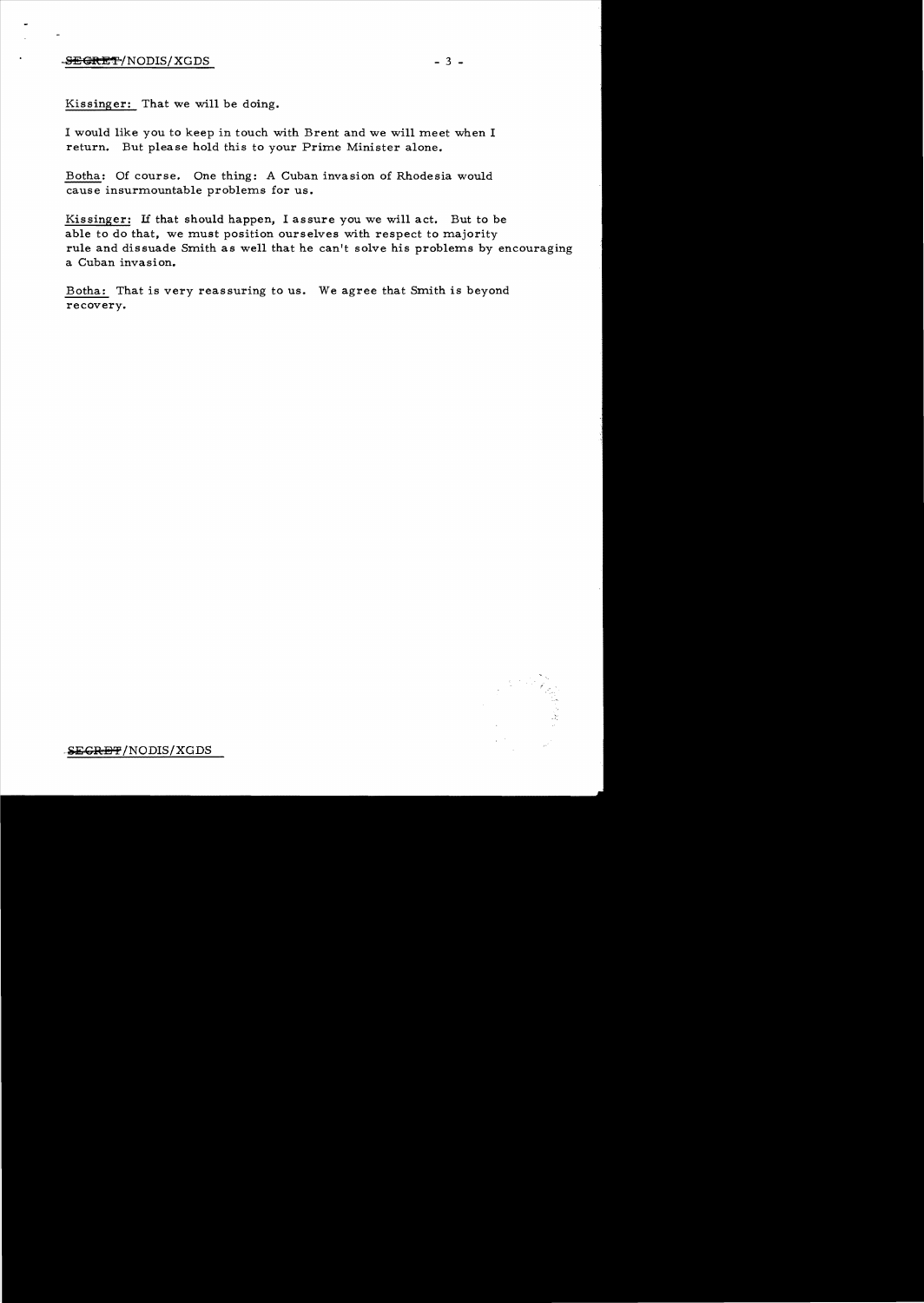Kissinger: That we will be doing.

I would like you to keep in touch with Brent and we will meet when I return. But please hold this to your Prime Minister alone.

Botha: Of course. One thing: A Cuban invasion of Rhodesia would cause insurmountable problems for us.

Kissinger: If that should happen, I assure you we will act. But to be able to do that, we must position ourselves with respect to majority rule and dissuade Smith as well that he can't solve his problems by encouraging a Cuban invasion.

Botha: That is very reassuring to us. We agree that Smith is beyond recovery.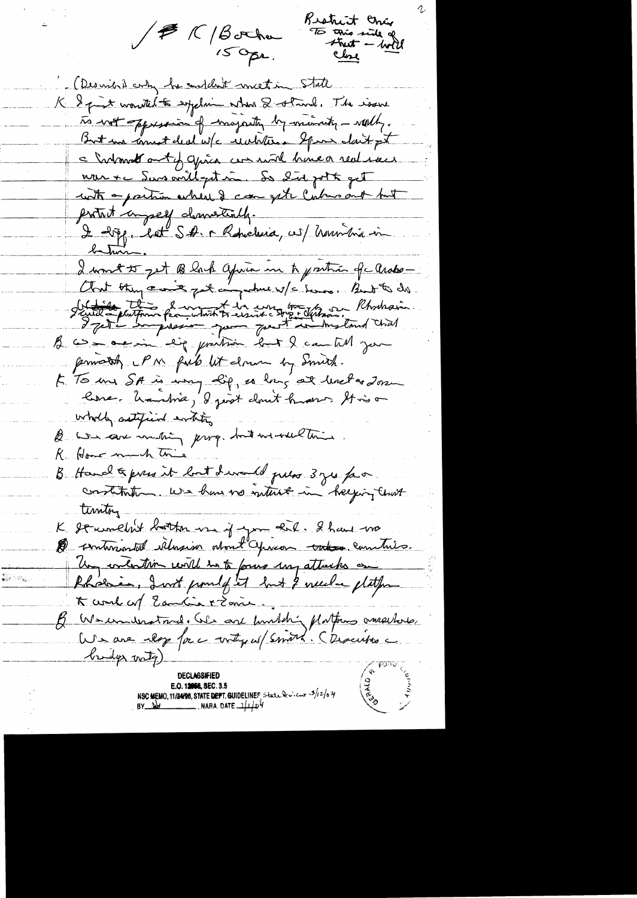/ # K/Botha 15 Apr.

Restrict once to this side of stuff – hold close

(Described why he couldn't meet in State)

K I just wanted to explain where I stand. The issue is not oppression of majority by minority – really. But we must deal w/ the realities. If we don't get the Cubans out of Africa we will have a real race war & the Soviets will get in. So I've got to get into a position where I can get the Cubans out but protect myself domestically.

I diff. bet SA & Rhodesia, w/ Namibia in between.

I want to get Black Africa in to position of the Arabs – that they can't get anywhere w/o us. But to do it I need a platform from which to insist on things & things on Rhodesia. I get the impression your govt understand that

B. We are in diff position but I can tell you privately PM feels let down by Smith.

K. To us SA is very diff, so long at least as I am here. Namibia, I just don't know. It is a wholly artificial entity

B. We are making prog. but we need time.

K. How much time

B. Hard to press it but I would guess 3 yrs for a constitution. We have no interest in keeping that territory

K It wouldn't bother me if you did. I have no sentimental illusion about African black countries. Any intention would be to pursue any attacks on Rhodesia, I don't fault it but I need a platform to work w/ Zambia & Zaire.

B We understand. We are building platforms ourselves. We are eager for a mtg w/ Smith. (Discusses the bridge mtg)

DECLASSIFIED
E.O. 12958, SEC. 3.5
NSC MEMO, 11/24/98, STATE DEPT. GUIDELINES State Review 3/12/04
BY ___ NARA, DATE 4/1/04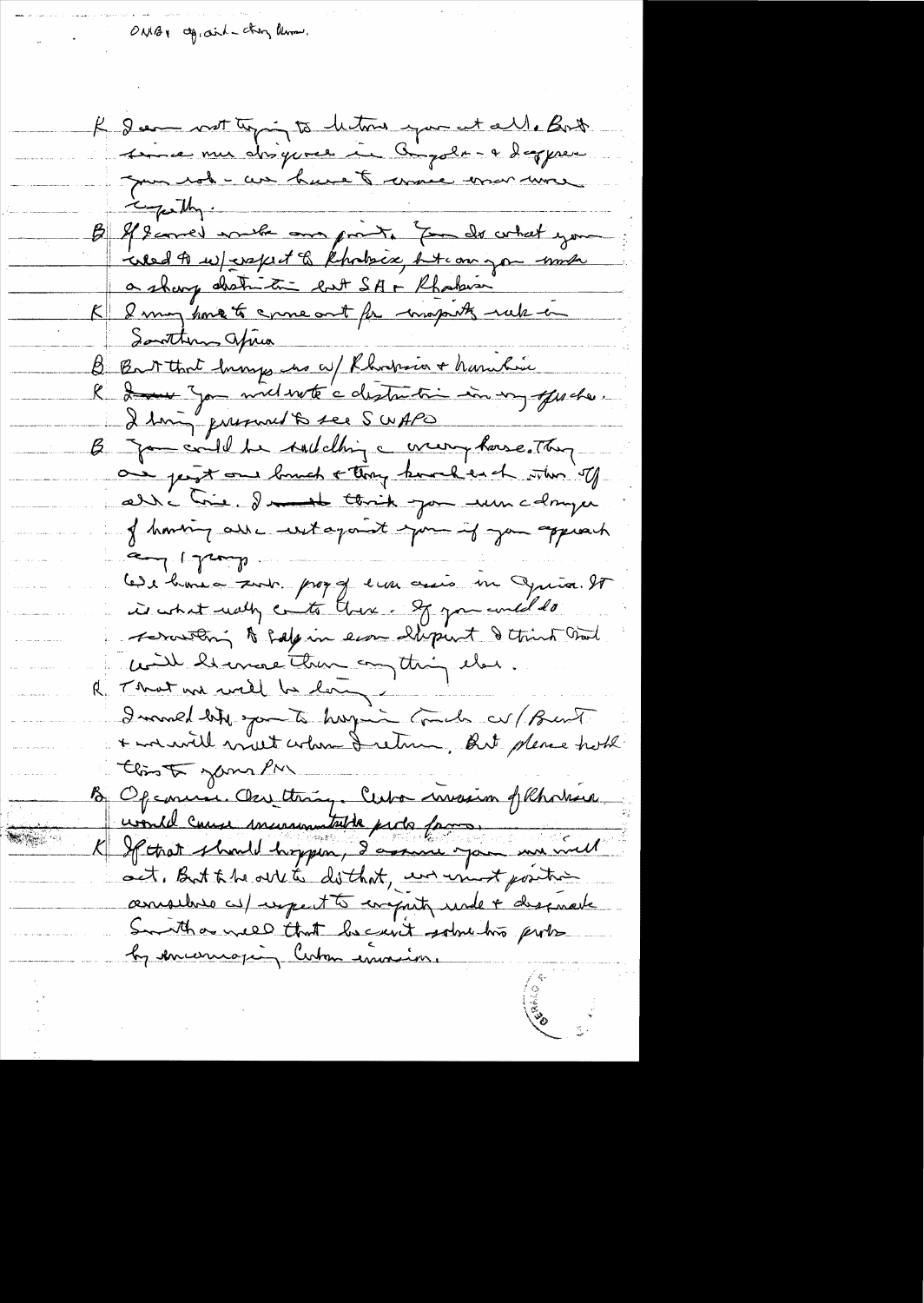ONLY: Op. cit. – Kissinger memo.

K I am not trying to lecture you at all. But since our disgrace in Angola – & I appreciate your role – we have to move with more rapidity.

B If I could make one point. You do what you need to w/ respect to Rhodesia, but can you make a sharp distinction but SA & Rhodesia.

K I may have to come out for majority rule in Southern Africa.

B But that lumps us w/ Rhodesia & Namibia.

K I will. You will note a distinction in my speeches. I being pressured to see SWAPO.

B You could be saddling a wrong horse. They are just one bunch & they hurl each other. If elections, I don't think you run a danger of having all cast against you if you approach any 1 group.

We have a constr. proof of economic assis. in Africa. It is what really counts there. If you could do something to help in econ. development I think that will do more than anything else.

K That we will be doing.

I would like you to keep in touch w/ Bennett & we will meet when I return. But please hold this to your PM.

B Of course. One thing. Cuban invasion of Rhodesia would cause insurmountable probs for us.

K If that should happen, I assume you will act. But to be able to do that, we must position ourselves w/ respect to majority rule & dissociate South as well that he can't solve his probs by encouraging Cuban invasion.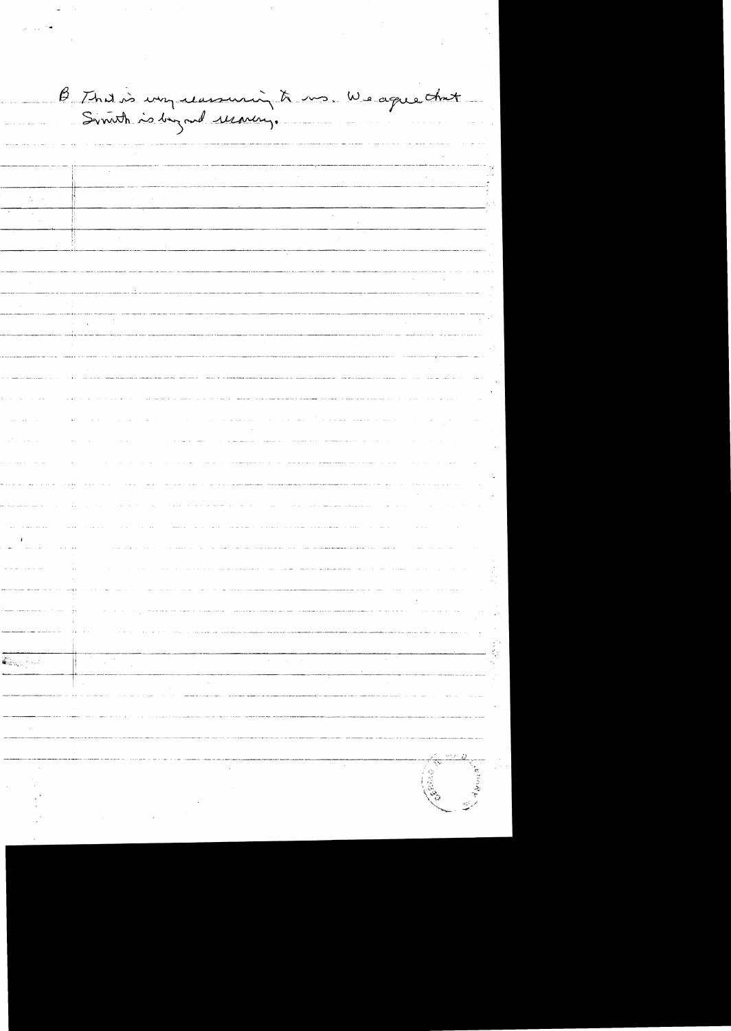B That is very reassuring to us. We agree that Smith is beyond reproach.